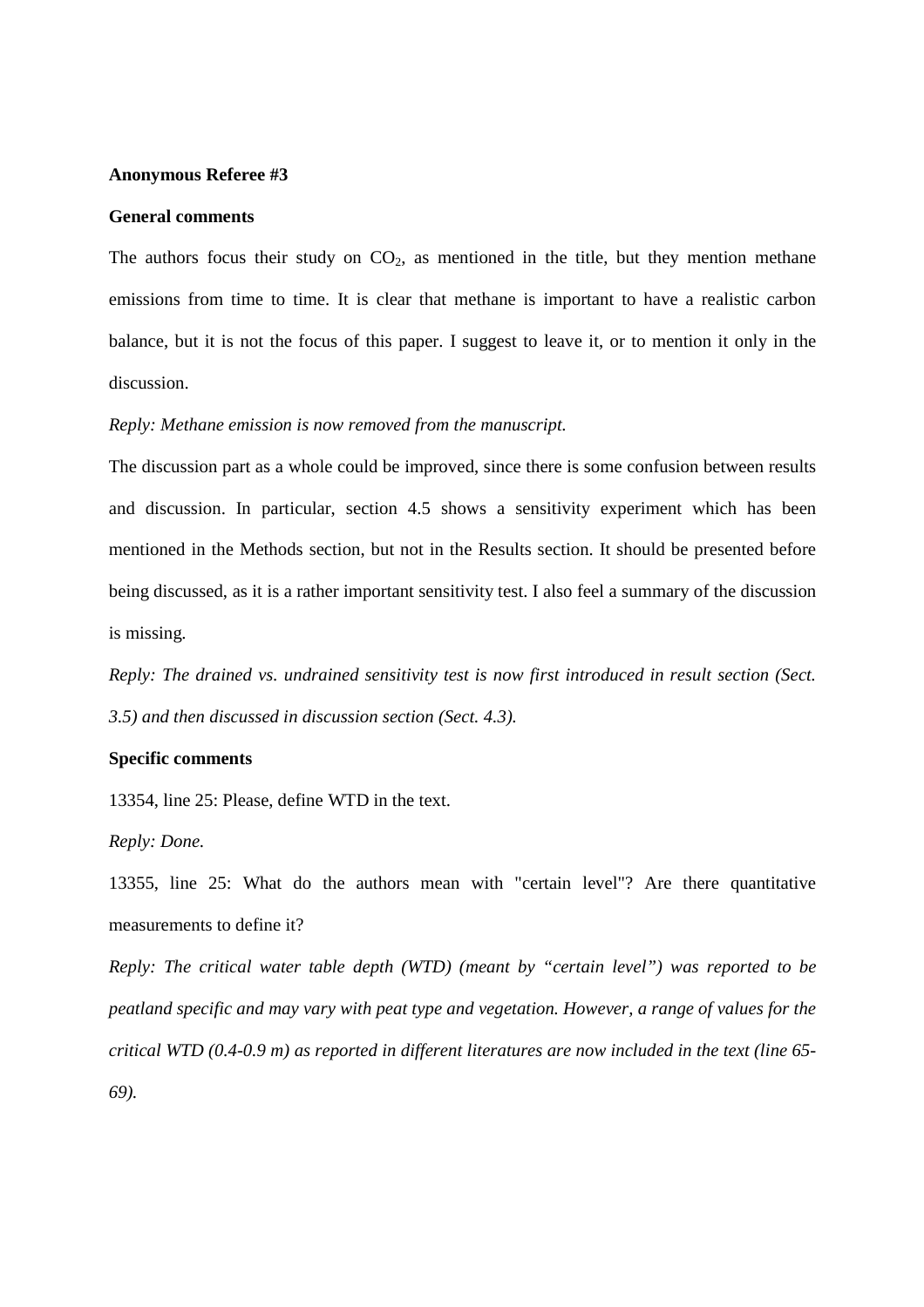**Anonymous Referee #3**

**General comments**

The authors focus their study on $CO_2$, as mentioned in the title, but they mention methane emissions from time to time. It is clear that methane is important to have a realistic carbon balance, but it is not the focus of this paper. I suggest to leave it, or to mention it only in the discussion.

*Reply: Methane emission is now removed from the manuscript.*

The discussion part as a whole could be improved, since there is some confusion between results and discussion. In particular, section 4.5 shows a sensitivity experiment which has been mentioned in the Methods section, but not in the Results section. It should be presented before being discussed, as it is a rather important sensitivity test. I also feel a summary of the discussion is missing.

*Reply: The drained vs. undrained sensitivity test is now first introduced in result section (Sect. 3.5) and then discussed in discussion section (Sect. 4.3).*

**Specific comments**

13354, line 25: Please, define WTD in the text.

*Reply: Done.*

13355, line 25: What do the authors mean with "certain level"? Are there quantitative measurements to define it?

*Reply: The critical water table depth (WTD) (meant by "certain level") was reported to be peatland specific and may vary with peat type and vegetation. However, a range of values for the critical WTD (0.4-0.9 m) as reported in different literatures are now included in the text (line 65-69).*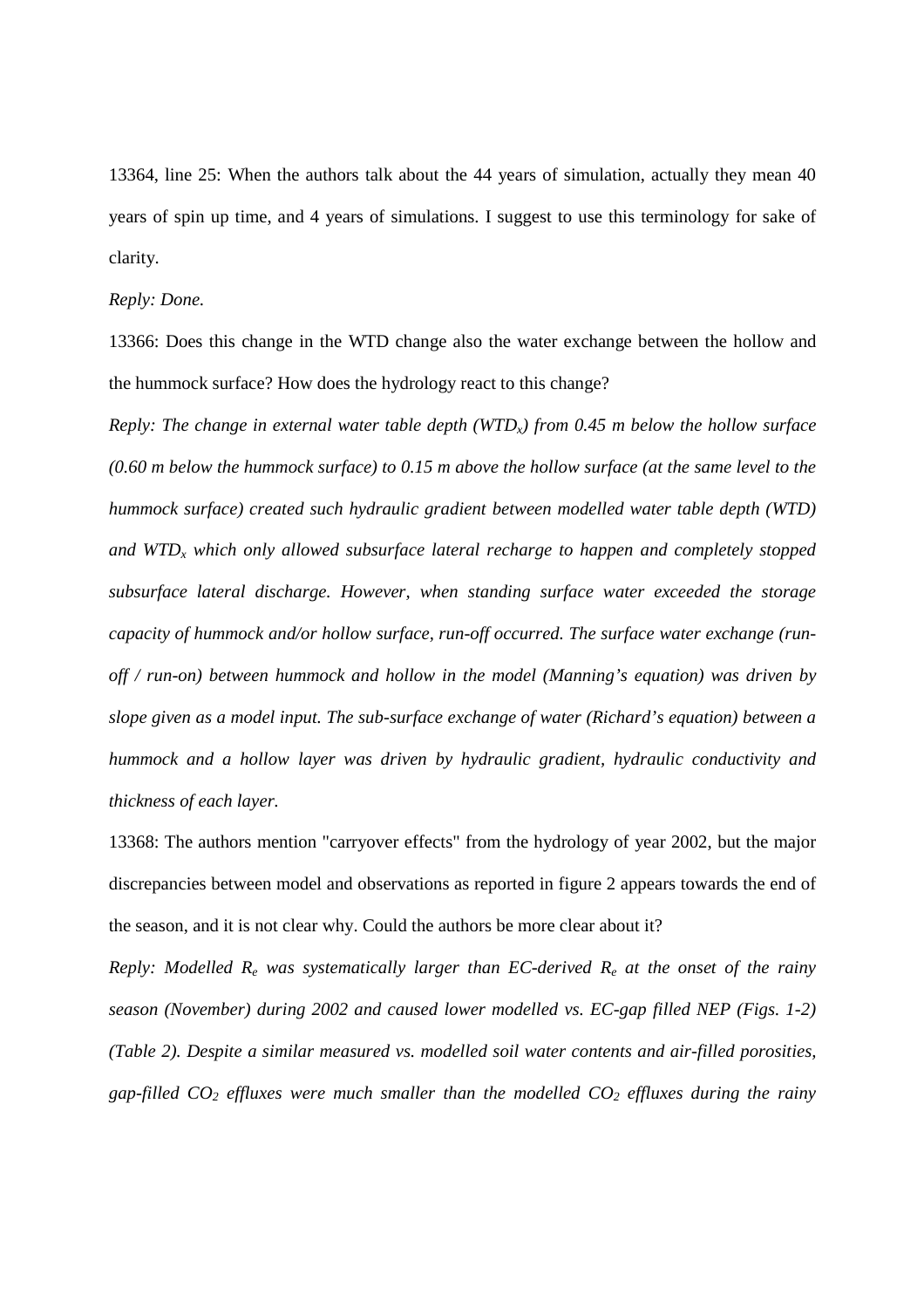13364, line 25: When the authors talk about the 44 years of simulation, actually they mean 40 years of spin up time, and 4 years of simulations. I suggest to use this terminology for sake of clarity.

*Reply: Done.*

13366: Does this change in the WTD change also the water exchange between the hollow and the hummock surface? How does the hydrology react to this change?

*Reply: The change in external water table depth ($WTD_x$) from 0.45 m below the hollow surface (0.60 m below the hummock surface) to 0.15 m above the hollow surface (at the same level to the hummock surface) created such hydraulic gradient between modelled water table depth (WTD) and $WTD_x$ which only allowed subsurface lateral recharge to happen and completely stopped subsurface lateral discharge. However, when standing surface water exceeded the storage capacity of hummock and/or hollow surface, run-off occurred. The surface water exchange (run-off / run-on) between hummock and hollow in the model (Manning's equation) was driven by slope given as a model input. The sub-surface exchange of water (Richard's equation) between a hummock and a hollow layer was driven by hydraulic gradient, hydraulic conductivity and thickness of each layer.*

13368: The authors mention "carryover effects" from the hydrology of year 2002, but the major discrepancies between model and observations as reported in figure 2 appears towards the end of the season, and it is not clear why. Could the authors be more clear about it?

*Reply: Modelled $R_e$ was systematically larger than EC-derived $R_e$ at the onset of the rainy season (November) during 2002 and caused lower modelled vs. EC-gap filled NEP (Figs. 1-2) (Table 2). Despite a similar measured vs. modelled soil water contents and air-filled porosities, gap-filled $CO_2$ effluxes were much smaller than the modelled $CO_2$ effluxes during the rainy*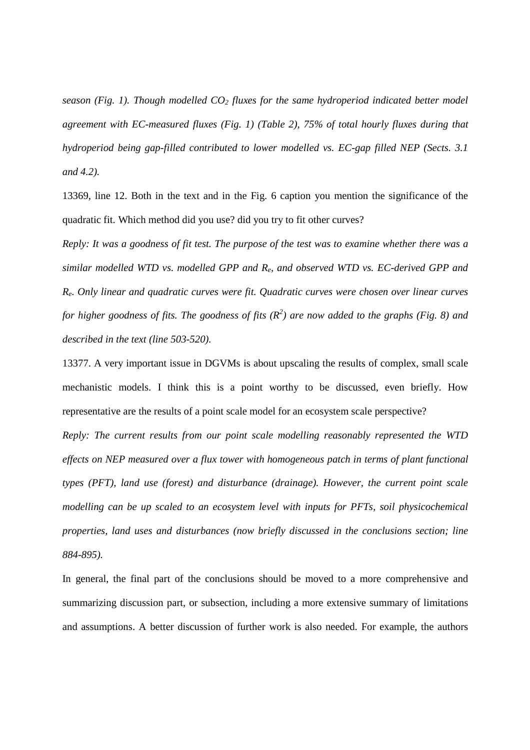*season (Fig. 1). Though modelled $CO_2$ fluxes for the same hydroperiod indicated better model agreement with EC-measured fluxes (Fig. 1) (Table 2), 75% of total hourly fluxes during that hydroperiod being gap-filled contributed to lower modelled vs. EC-gap filled NEP (Sects. 3.1 and 4.2).*

13369, line 12. Both in the text and in the Fig. 6 caption you mention the significance of the quadratic fit. Which method did you use? did you try to fit other curves?

*Reply: It was a goodness of fit test. The purpose of the test was to examine whether there was a similar modelled WTD vs. modelled GPP and $R_e$, and observed WTD vs. EC-derived GPP and $R_e$. Only linear and quadratic curves were fit. Quadratic curves were chosen over linear curves for higher goodness of fits. The goodness of fits ($R^2$) are now added to the graphs (Fig. 8) and described in the text (line 503-520).*

13377. A very important issue in DGVMs is about upscaling the results of complex, small scale mechanistic models. I think this is a point worthy to be discussed, even briefly. How representative are the results of a point scale model for an ecosystem scale perspective?

*Reply: The current results from our point scale modelling reasonably represented the WTD effects on NEP measured over a flux tower with homogeneous patch in terms of plant functional types (PFT), land use (forest) and disturbance (drainage). However, the current point scale modelling can be up scaled to an ecosystem level with inputs for PFTs, soil physicochemical properties, land uses and disturbances (now briefly discussed in the conclusions section; line 884-895).*

In general, the final part of the conclusions should be moved to a more comprehensive and summarizing discussion part, or subsection, including a more extensive summary of limitations and assumptions. A better discussion of further work is also needed. For example, the authors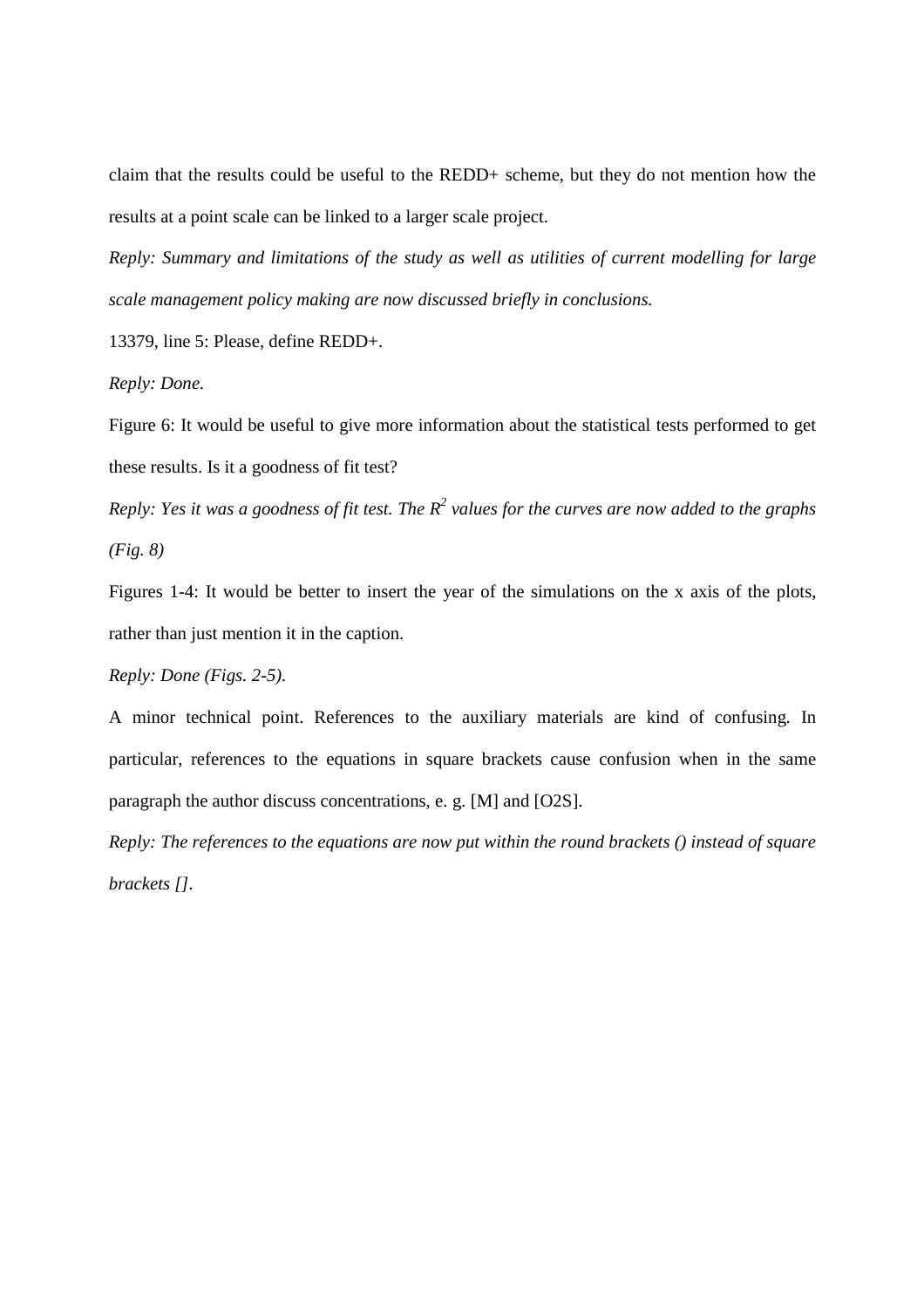claim that the results could be useful to the REDD+ scheme, but they do not mention how the results at a point scale can be linked to a larger scale project.

*Reply: Summary and limitations of the study as well as utilities of current modelling for large scale management policy making are now discussed briefly in conclusions.*

13379, line 5: Please, define REDD+.

*Reply: Done.*

Figure 6: It would be useful to give more information about the statistical tests performed to get these results. Is it a goodness of fit test?

*Reply: Yes it was a goodness of fit test. The $R^2$ values for the curves are now added to the graphs (Fig. 8)*

Figures 1-4: It would be better to insert the year of the simulations on the x axis of the plots, rather than just mention it in the caption.

*Reply: Done (Figs. 2-5).*

A minor technical point. References to the auxiliary materials are kind of confusing. In particular, references to the equations in square brackets cause confusion when in the same paragraph the author discuss concentrations, e. g. [M] and [O2S].

*Reply: The references to the equations are now put within the round brackets () instead of square brackets [].*